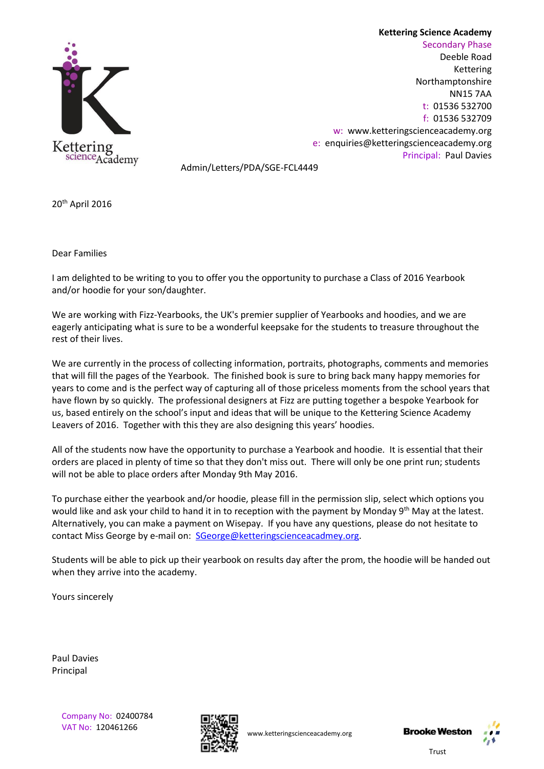**Kettering Science Academy**
Secondary Phase
Deeble Road
Kettering
Northamptonshire
NN15 7AA
t: 01536 532700
f: 01536 532709
w: www.ketteringscienceacademy.org
e: enquiries@ketteringscienceacademy.org
Principal: Paul Davies

Admin/Letters/PDA/SGE-FCL4449

20th April 2016

Dear Families

I am delighted to be writing to you to offer you the opportunity to purchase a Class of 2016 Yearbook and/or hoodie for your son/daughter.

We are working with Fizz-Yearbooks, the UK's premier supplier of Yearbooks and hoodies, and we are eagerly anticipating what is sure to be a wonderful keepsake for the students to treasure throughout the rest of their lives.

We are currently in the process of collecting information, portraits, photographs, comments and memories that will fill the pages of the Yearbook. The finished book is sure to bring back many happy memories for years to come and is the perfect way of capturing all of those priceless moments from the school years that have flown by so quickly. The professional designers at Fizz are putting together a bespoke Yearbook for us, based entirely on the school's input and ideas that will be unique to the Kettering Science Academy Leavers of 2016. Together with this they are also designing this years' hoodies.

All of the students now have the opportunity to purchase a Yearbook and hoodie. It is essential that their orders are placed in plenty of time so that they don't miss out. There will only be one print run; students will not be able to place orders after Monday 9th May 2016.

To purchase either the yearbook and/or hoodie, please fill in the permission slip, select which options you would like and ask your child to hand it in to reception with the payment by Monday 9th May at the latest. Alternatively, you can make a payment on Wisepay. If you have any questions, please do not hesitate to contact Miss George by e-mail on: SGeorge@ketteringscienceacadmey.org.

Students will be able to pick up their yearbook on results day after the prom, the hoodie will be handed out when they arrive into the academy.

Yours sincerely

Paul Davies
Principal

Company No: 02400784
VAT No: 120461266

www.ketteringscienceacademy.org

Brooke Weston Trust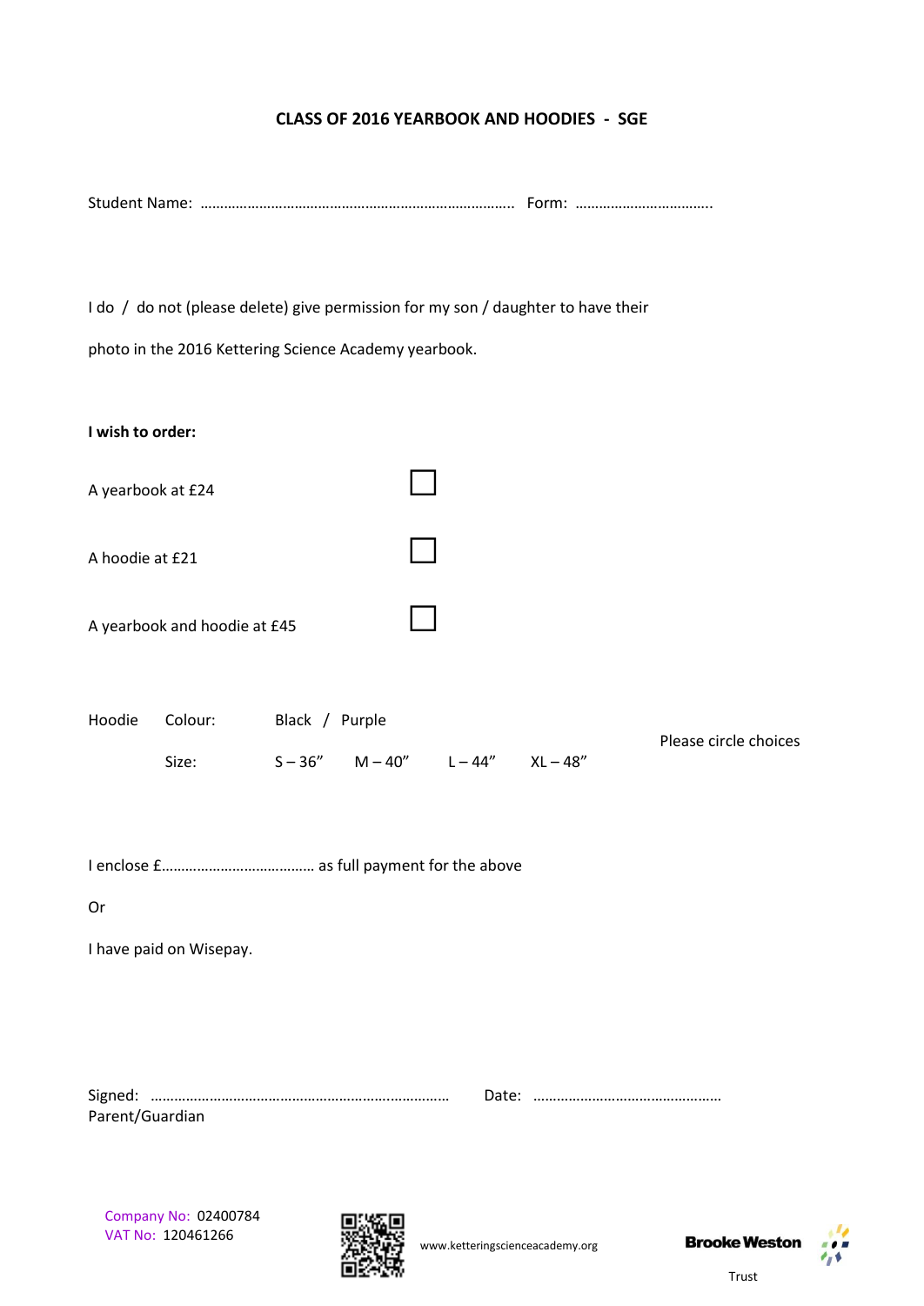**CLASS OF 2016 YEARBOOK AND HOODIES - SGE**

Student Name: ……………………………………………………………………….. Form: ……………………………..

I do / do not (please delete) give permission for my son / daughter to have their photo in the 2016 Kettering Science Academy yearbook.

**I wish to order:**

A yearbook at £24 ☐

A hoodie at £21 ☐

A yearbook and hoodie at £45 ☐

| | | | | | | |
|---|---|---|---|---|---|---|
| Hoodie | Colour: | Black / Purple | | | | Please circle choices |
| | Size: | S – 36" | M – 40" | L – 44" | XL – 48" | |

I enclose £………………………………… as full payment for the above

Or

I have paid on Wisepay.

Signed: ………………………………………………………………… Date: …………………………………………
Parent/Guardian

Company No: 02400784
VAT No: 120461266

www.ketteringscienceacademy.org

Brooke Weston Trust